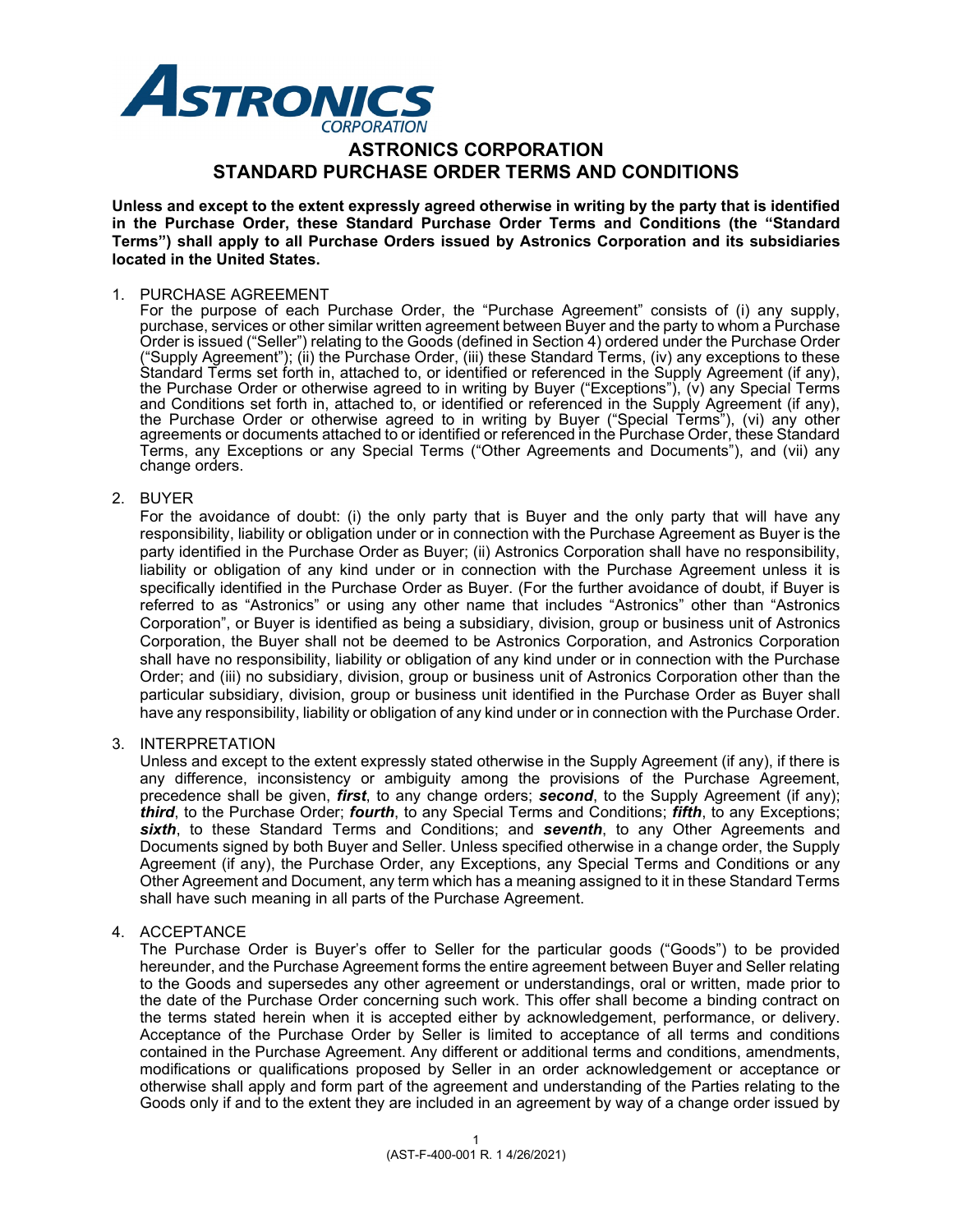# ASTRONICS CORPORATION
# STANDARD PURCHASE ORDER TERMS AND CONDITIONS

**Unless and except to the extent expressly agreed otherwise in writing by the party that is identified in the Purchase Order, these Standard Purchase Order Terms and Conditions (the "Standard Terms") shall apply to all Purchase Orders issued by Astronics Corporation and its subsidiaries located in the United States.**

1. PURCHASE AGREEMENT

   For the purpose of each Purchase Order, the "Purchase Agreement" consists of (i) any supply, purchase, services or other similar written agreement between Buyer and the party to whom a Purchase Order is issued ("Seller") relating to the Goods (defined in Section 4) ordered under the Purchase Order ("Supply Agreement"); (ii) the Purchase Order, (iii) these Standard Terms, (iv) any exceptions to these Standard Terms set forth in, attached to, or identified or referenced in the Supply Agreement (if any), the Purchase Order or otherwise agreed to in writing by Buyer ("Exceptions"), (v) any Special Terms and Conditions set forth in, attached to, or identified or referenced in the Supply Agreement (if any), the Purchase Order or otherwise agreed to in writing by Buyer ("Special Terms"), (vi) any other agreements or documents attached to or identified or referenced in the Purchase Order, these Standard Terms, any Exceptions or any Special Terms ("Other Agreements and Documents"), and (vii) any change orders.

2. BUYER

   For the avoidance of doubt: (i) the only party that is Buyer and the only party that will have any responsibility, liability or obligation under or in connection with the Purchase Agreement as Buyer is the party identified in the Purchase Order as Buyer; (ii) Astronics Corporation shall have no responsibility, liability or obligation of any kind under or in connection with the Purchase Agreement unless it is specifically identified in the Purchase Order as Buyer. (For the further avoidance of doubt, if Buyer is referred to as "Astronics" or using any other name that includes "Astronics" other than "Astronics Corporation", or Buyer is identified as being a subsidiary, division, group or business unit of Astronics Corporation, the Buyer shall not be deemed to be Astronics Corporation, and Astronics Corporation shall have no responsibility, liability or obligation of any kind under or in connection with the Purchase Order; and (iii) no subsidiary, division, group or business unit of Astronics Corporation other than the particular subsidiary, division, group or business unit identified in the Purchase Order as Buyer shall have any responsibility, liability or obligation of any kind under or in connection with the Purchase Order.

3. INTERPRETATION

   Unless and except to the extent expressly stated otherwise in the Supply Agreement (if any), if there is any difference, inconsistency or ambiguity among the provisions of the Purchase Agreement, precedence shall be given, ***first***, to any change orders; ***second***, to the Supply Agreement (if any); ***third***, to the Purchase Order; ***fourth***, to any Special Terms and Conditions; ***fifth***, to any Exceptions; ***sixth***, to these Standard Terms and Conditions; and ***seventh***, to any Other Agreements and Documents signed by both Buyer and Seller. Unless specified otherwise in a change order, the Supply Agreement (if any), the Purchase Order, any Exceptions, any Special Terms and Conditions or any Other Agreement and Document, any term which has a meaning assigned to it in these Standard Terms shall have such meaning in all parts of the Purchase Agreement.

4. ACCEPTANCE

   The Purchase Order is Buyer's offer to Seller for the particular goods ("Goods") to be provided hereunder, and the Purchase Agreement forms the entire agreement between Buyer and Seller relating to the Goods and supersedes any other agreement or understandings, oral or written, made prior to the date of the Purchase Order concerning such work. This offer shall become a binding contract on the terms stated herein when it is accepted either by acknowledgement, performance, or delivery. Acceptance of the Purchase Order by Seller is limited to acceptance of all terms and conditions contained in the Purchase Agreement. Any different or additional terms and conditions, amendments, modifications or qualifications proposed by Seller in an order acknowledgement or acceptance or otherwise shall apply and form part of the agreement and understanding of the Parties relating to the Goods only if and to the extent they are included in an agreement by way of a change order issued by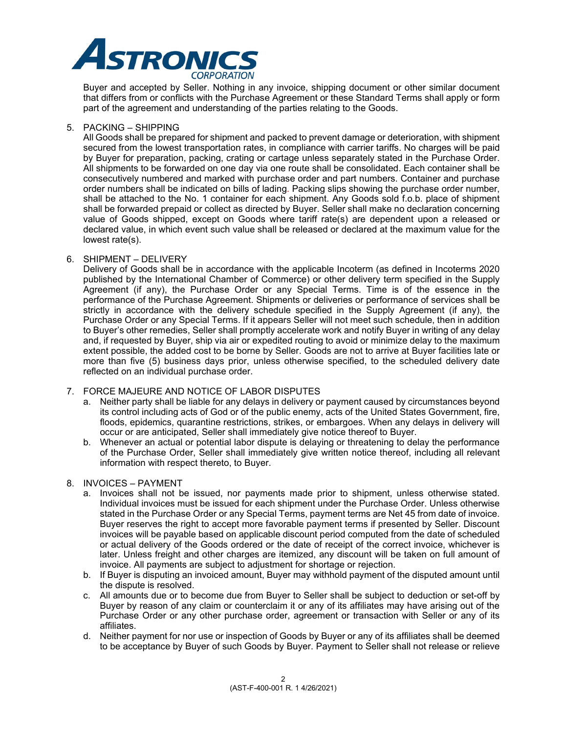Buyer and accepted by Seller. Nothing in any invoice, shipping document or other similar document that differs from or conflicts with the Purchase Agreement or these Standard Terms shall apply or form part of the agreement and understanding of the parties relating to the Goods.

5. PACKING – SHIPPING

   All Goods shall be prepared for shipment and packed to prevent damage or deterioration, with shipment secured from the lowest transportation rates, in compliance with carrier tariffs. No charges will be paid by Buyer for preparation, packing, crating or cartage unless separately stated in the Purchase Order. All shipments to be forwarded on one day via one route shall be consolidated. Each container shall be consecutively numbered and marked with purchase order and part numbers. Container and purchase order numbers shall be indicated on bills of lading. Packing slips showing the purchase order number, shall be attached to the No. 1 container for each shipment. Any Goods sold f.o.b. place of shipment shall be forwarded prepaid or collect as directed by Buyer. Seller shall make no declaration concerning value of Goods shipped, except on Goods where tariff rate(s) are dependent upon a released or declared value, in which event such value shall be released or declared at the maximum value for the lowest rate(s).

6. SHIPMENT – DELIVERY

   Delivery of Goods shall be in accordance with the applicable Incoterm (as defined in Incoterms 2020 published by the International Chamber of Commerce) or other delivery term specified in the Supply Agreement (if any), the Purchase Order or any Special Terms. Time is of the essence in the performance of the Purchase Agreement. Shipments or deliveries or performance of services shall be strictly in accordance with the delivery schedule specified in the Supply Agreement (if any), the Purchase Order or any Special Terms. If it appears Seller will not meet such schedule, then in addition to Buyer's other remedies, Seller shall promptly accelerate work and notify Buyer in writing of any delay and, if requested by Buyer, ship via air or expedited routing to avoid or minimize delay to the maximum extent possible, the added cost to be borne by Seller. Goods are not to arrive at Buyer facilities late or more than five (5) business days prior, unless otherwise specified, to the scheduled delivery date reflected on an individual purchase order.

7. FORCE MAJEURE AND NOTICE OF LABOR DISPUTES

   a. Neither party shall be liable for any delays in delivery or payment caused by circumstances beyond its control including acts of God or of the public enemy, acts of the United States Government, fire, floods, epidemics, quarantine restrictions, strikes, or embargoes. When any delays in delivery will occur or are anticipated, Seller shall immediately give notice thereof to Buyer.
   b. Whenever an actual or potential labor dispute is delaying or threatening to delay the performance of the Purchase Order, Seller shall immediately give written notice thereof, including all relevant information with respect thereto, to Buyer.

8. INVOICES – PAYMENT

   a. Invoices shall not be issued, nor payments made prior to shipment, unless otherwise stated. Individual invoices must be issued for each shipment under the Purchase Order. Unless otherwise stated in the Purchase Order or any Special Terms, payment terms are Net 45 from date of invoice. Buyer reserves the right to accept more favorable payment terms if presented by Seller. Discount invoices will be payable based on applicable discount period computed from the date of scheduled or actual delivery of the Goods ordered or the date of receipt of the correct invoice, whichever is later. Unless freight and other charges are itemized, any discount will be taken on full amount of invoice. All payments are subject to adjustment for shortage or rejection.
   b. If Buyer is disputing an invoiced amount, Buyer may withhold payment of the disputed amount until the dispute is resolved.
   c. All amounts due or to become due from Buyer to Seller shall be subject to deduction or set-off by Buyer by reason of any claim or counterclaim it or any of its affiliates may have arising out of the Purchase Order or any other purchase order, agreement or transaction with Seller or any of its affiliates.
   d. Neither payment for nor use or inspection of Goods by Buyer or any of its affiliates shall be deemed to be acceptance by Buyer of such Goods by Buyer. Payment to Seller shall not release or relieve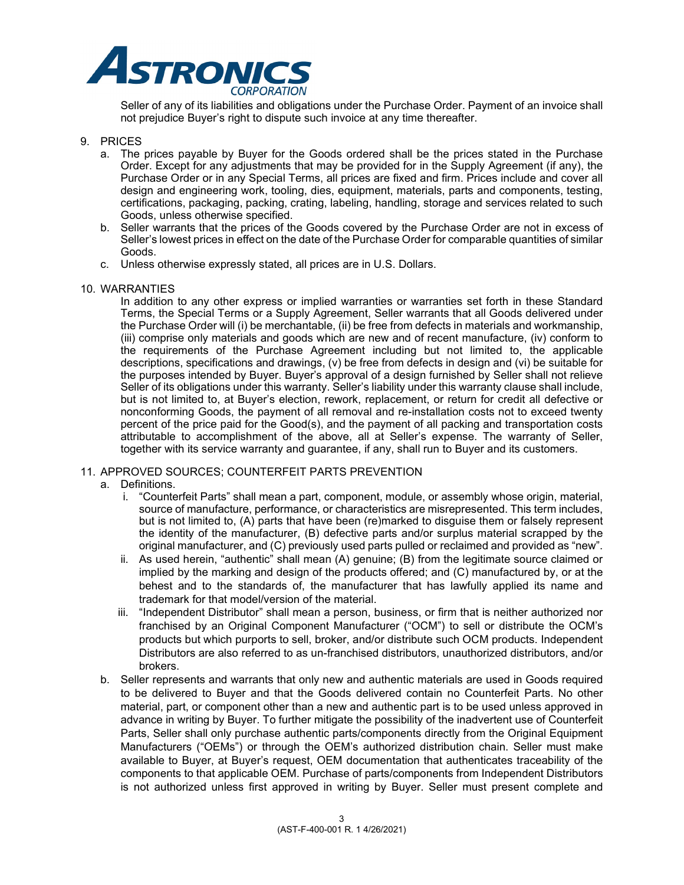Seller of any of its liabilities and obligations under the Purchase Order. Payment of an invoice shall not prejudice Buyer's right to dispute such invoice at any time thereafter.

9. PRICES
   a. The prices payable by Buyer for the Goods ordered shall be the prices stated in the Purchase Order. Except for any adjustments that may be provided for in the Supply Agreement (if any), the Purchase Order or in any Special Terms, all prices are fixed and firm. Prices include and cover all design and engineering work, tooling, dies, equipment, materials, parts and components, testing, certifications, packaging, packing, crating, labeling, handling, storage and services related to such Goods, unless otherwise specified.
   b. Seller warrants that the prices of the Goods covered by the Purchase Order are not in excess of Seller's lowest prices in effect on the date of the Purchase Order for comparable quantities of similar Goods.
   c. Unless otherwise expressly stated, all prices are in U.S. Dollars.

10. WARRANTIES

    In addition to any other express or implied warranties or warranties set forth in these Standard Terms, the Special Terms or a Supply Agreement, Seller warrants that all Goods delivered under the Purchase Order will (i) be merchantable, (ii) be free from defects in materials and workmanship, (iii) comprise only materials and goods which are new and of recent manufacture, (iv) conform to the requirements of the Purchase Agreement including but not limited to, the applicable descriptions, specifications and drawings, (v) be free from defects in design and (vi) be suitable for the purposes intended by Buyer. Buyer's approval of a design furnished by Seller shall not relieve Seller of its obligations under this warranty. Seller's liability under this warranty clause shall include, but is not limited to, at Buyer's election, rework, replacement, or return for credit all defective or nonconforming Goods, the payment of all removal and re-installation costs not to exceed twenty percent of the price paid for the Good(s), and the payment of all packing and transportation costs attributable to accomplishment of the above, all at Seller's expense. The warranty of Seller, together with its service warranty and guarantee, if any, shall run to Buyer and its customers.

11. APPROVED SOURCES; COUNTERFEIT PARTS PREVENTION
    a. Definitions.
       i. "Counterfeit Parts" shall mean a part, component, module, or assembly whose origin, material, source of manufacture, performance, or characteristics are misrepresented. This term includes, but is not limited to, (A) parts that have been (re)marked to disguise them or falsely represent the identity of the manufacturer, (B) defective parts and/or surplus material scrapped by the original manufacturer, and (C) previously used parts pulled or reclaimed and provided as "new".
       ii. As used herein, "authentic" shall mean (A) genuine; (B) from the legitimate source claimed or implied by the marking and design of the products offered; and (C) manufactured by, or at the behest and to the standards of, the manufacturer that has lawfully applied its name and trademark for that model/version of the material.
       iii. "Independent Distributor" shall mean a person, business, or firm that is neither authorized nor franchised by an Original Component Manufacturer ("OCM") to sell or distribute the OCM's products but which purports to sell, broker, and/or distribute such OCM products. Independent Distributors are also referred to as un-franchised distributors, unauthorized distributors, and/or brokers.
    b. Seller represents and warrants that only new and authentic materials are used in Goods required to be delivered to Buyer and that the Goods delivered contain no Counterfeit Parts. No other material, part, or component other than a new and authentic part is to be used unless approved in advance in writing by Buyer. To further mitigate the possibility of the inadvertent use of Counterfeit Parts, Seller shall only purchase authentic parts/components directly from the Original Equipment Manufacturers ("OEMs") or through the OEM's authorized distribution chain. Seller must make available to Buyer, at Buyer's request, OEM documentation that authenticates traceability of the components to that applicable OEM. Purchase of parts/components from Independent Distributors is not authorized unless first approved in writing by Buyer. Seller must present complete and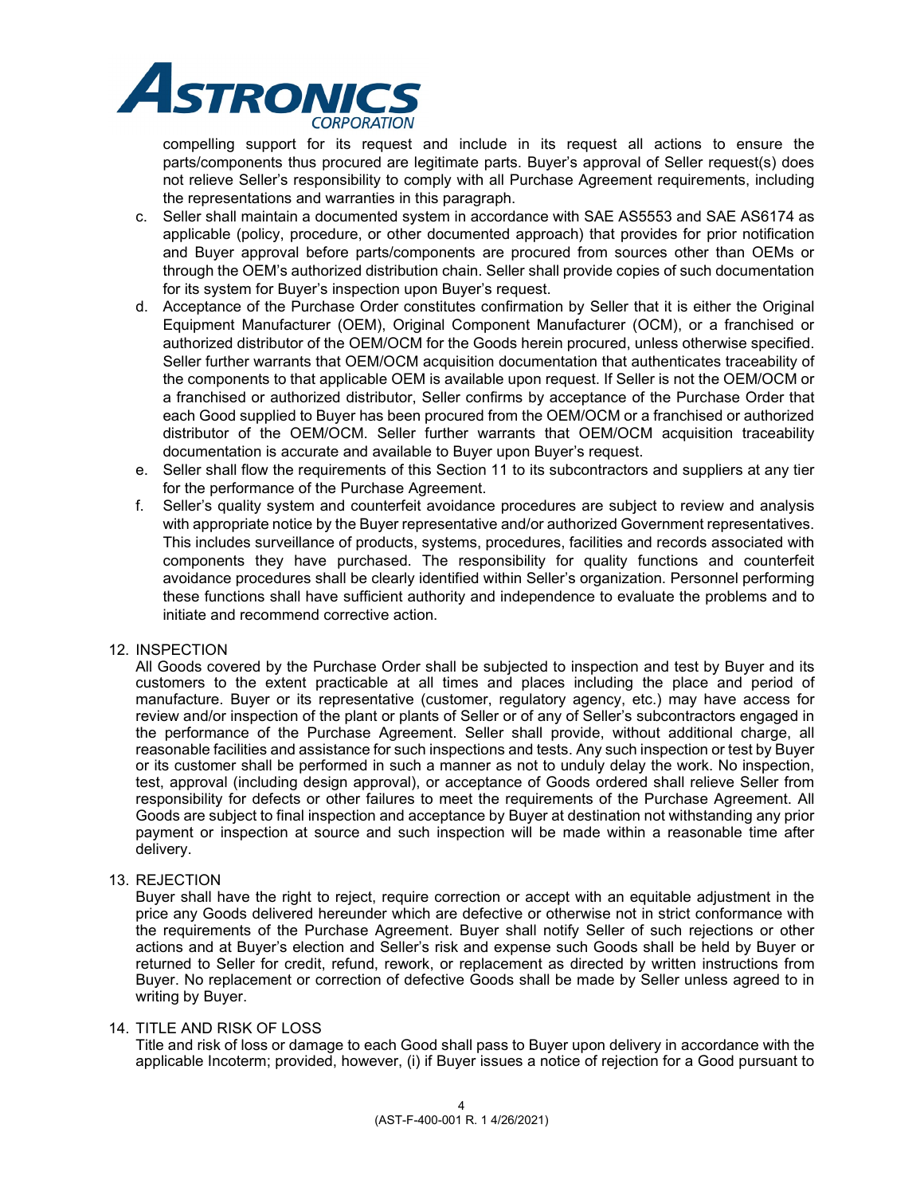compelling support for its request and include in its request all actions to ensure the parts/components thus procured are legitimate parts. Buyer's approval of Seller request(s) does not relieve Seller's responsibility to comply with all Purchase Agreement requirements, including the representations and warranties in this paragraph.

c. Seller shall maintain a documented system in accordance with SAE AS5553 and SAE AS6174 as applicable (policy, procedure, or other documented approach) that provides for prior notification and Buyer approval before parts/components are procured from sources other than OEMs or through the OEM's authorized distribution chain. Seller shall provide copies of such documentation for its system for Buyer's inspection upon Buyer's request.

d. Acceptance of the Purchase Order constitutes confirmation by Seller that it is either the Original Equipment Manufacturer (OEM), Original Component Manufacturer (OCM), or a franchised or authorized distributor of the OEM/OCM for the Goods herein procured, unless otherwise specified. Seller further warrants that OEM/OCM acquisition documentation that authenticates traceability of the components to that applicable OEM is available upon request. If Seller is not the OEM/OCM or a franchised or authorized distributor, Seller confirms by acceptance of the Purchase Order that each Good supplied to Buyer has been procured from the OEM/OCM or a franchised or authorized distributor of the OEM/OCM. Seller further warrants that OEM/OCM acquisition traceability documentation is accurate and available to Buyer upon Buyer's request.

e. Seller shall flow the requirements of this Section 11 to its subcontractors and suppliers at any tier for the performance of the Purchase Agreement.

f. Seller's quality system and counterfeit avoidance procedures are subject to review and analysis with appropriate notice by the Buyer representative and/or authorized Government representatives. This includes surveillance of products, systems, procedures, facilities and records associated with components they have purchased. The responsibility for quality functions and counterfeit avoidance procedures shall be clearly identified within Seller's organization. Personnel performing these functions shall have sufficient authority and independence to evaluate the problems and to initiate and recommend corrective action.

12. INSPECTION

All Goods covered by the Purchase Order shall be subjected to inspection and test by Buyer and its customers to the extent practicable at all times and places including the place and period of manufacture. Buyer or its representative (customer, regulatory agency, etc.) may have access for review and/or inspection of the plant or plants of Seller or of any of Seller's subcontractors engaged in the performance of the Purchase Agreement. Seller shall provide, without additional charge, all reasonable facilities and assistance for such inspections and tests. Any such inspection or test by Buyer or its customer shall be performed in such a manner as not to unduly delay the work. No inspection, test, approval (including design approval), or acceptance of Goods ordered shall relieve Seller from responsibility for defects or other failures to meet the requirements of the Purchase Agreement. All Goods are subject to final inspection and acceptance by Buyer at destination not withstanding any prior payment or inspection at source and such inspection will be made within a reasonable time after delivery.

13. REJECTION

Buyer shall have the right to reject, require correction or accept with an equitable adjustment in the price any Goods delivered hereunder which are defective or otherwise not in strict conformance with the requirements of the Purchase Agreement. Buyer shall notify Seller of such rejections or other actions and at Buyer's election and Seller's risk and expense such Goods shall be held by Buyer or returned to Seller for credit, refund, rework, or replacement as directed by written instructions from Buyer. No replacement or correction of defective Goods shall be made by Seller unless agreed to in writing by Buyer.

14. TITLE AND RISK OF LOSS

Title and risk of loss or damage to each Good shall pass to Buyer upon delivery in accordance with the applicable Incoterm; provided, however, (i) if Buyer issues a notice of rejection for a Good pursuant to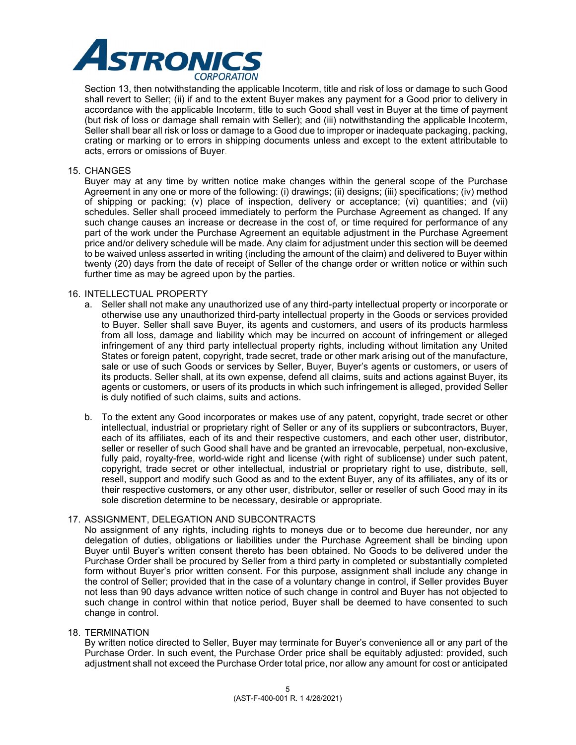Section 13, then notwithstanding the applicable Incoterm, title and risk of loss or damage to such Good shall revert to Seller; (ii) if and to the extent Buyer makes any payment for a Good prior to delivery in accordance with the applicable Incoterm, title to such Good shall vest in Buyer at the time of payment (but risk of loss or damage shall remain with Seller); and (iii) notwithstanding the applicable Incoterm, Seller shall bear all risk or loss or damage to a Good due to improper or inadequate packaging, packing, crating or marking or to errors in shipping documents unless and except to the extent attributable to acts, errors or omissions of Buyer.

15. CHANGES

Buyer may at any time by written notice make changes within the general scope of the Purchase Agreement in any one or more of the following: (i) drawings; (ii) designs; (iii) specifications; (iv) method of shipping or packing; (v) place of inspection, delivery or acceptance; (vi) quantities; and (vii) schedules. Seller shall proceed immediately to perform the Purchase Agreement as changed. If any such change causes an increase or decrease in the cost of, or time required for performance of any part of the work under the Purchase Agreement an equitable adjustment in the Purchase Agreement price and/or delivery schedule will be made. Any claim for adjustment under this section will be deemed to be waived unless asserted in writing (including the amount of the claim) and delivered to Buyer within twenty (20) days from the date of receipt of Seller of the change order or written notice or within such further time as may be agreed upon by the parties.

16. INTELLECTUAL PROPERTY

a. Seller shall not make any unauthorized use of any third-party intellectual property or incorporate or otherwise use any unauthorized third-party intellectual property in the Goods or services provided to Buyer. Seller shall save Buyer, its agents and customers, and users of its products harmless from all loss, damage and liability which may be incurred on account of infringement or alleged infringement of any third party intellectual property rights, including without limitation any United States or foreign patent, copyright, trade secret, trade or other mark arising out of the manufacture, sale or use of such Goods or services by Seller, Buyer, Buyer's agents or customers, or users of its products. Seller shall, at its own expense, defend all claims, suits and actions against Buyer, its agents or customers, or users of its products in which such infringement is alleged, provided Seller is duly notified of such claims, suits and actions.

b. To the extent any Good incorporates or makes use of any patent, copyright, trade secret or other intellectual, industrial or proprietary right of Seller or any of its suppliers or subcontractors, Buyer, each of its affiliates, each of its and their respective customers, and each other user, distributor, seller or reseller of such Good shall have and be granted an irrevocable, perpetual, non-exclusive, fully paid, royalty-free, world-wide right and license (with right of sublicense) under such patent, copyright, trade secret or other intellectual, industrial or proprietary right to use, distribute, sell, resell, support and modify such Good as and to the extent Buyer, any of its affiliates, any of its or their respective customers, or any other user, distributor, seller or reseller of such Good may in its sole discretion determine to be necessary, desirable or appropriate.

17. ASSIGNMENT, DELEGATION AND SUBCONTRACTS

No assignment of any rights, including rights to moneys due or to become due hereunder, nor any delegation of duties, obligations or liabilities under the Purchase Agreement shall be binding upon Buyer until Buyer's written consent thereto has been obtained. No Goods to be delivered under the Purchase Order shall be procured by Seller from a third party in completed or substantially completed form without Buyer's prior written consent. For this purpose, assignment shall include any change in the control of Seller; provided that in the case of a voluntary change in control, if Seller provides Buyer not less than 90 days advance written notice of such change in control and Buyer has not objected to such change in control within that notice period, Buyer shall be deemed to have consented to such change in control.

18. TERMINATION

By written notice directed to Seller, Buyer may terminate for Buyer's convenience all or any part of the Purchase Order. In such event, the Purchase Order price shall be equitably adjusted: provided, such adjustment shall not exceed the Purchase Order total price, nor allow any amount for cost or anticipated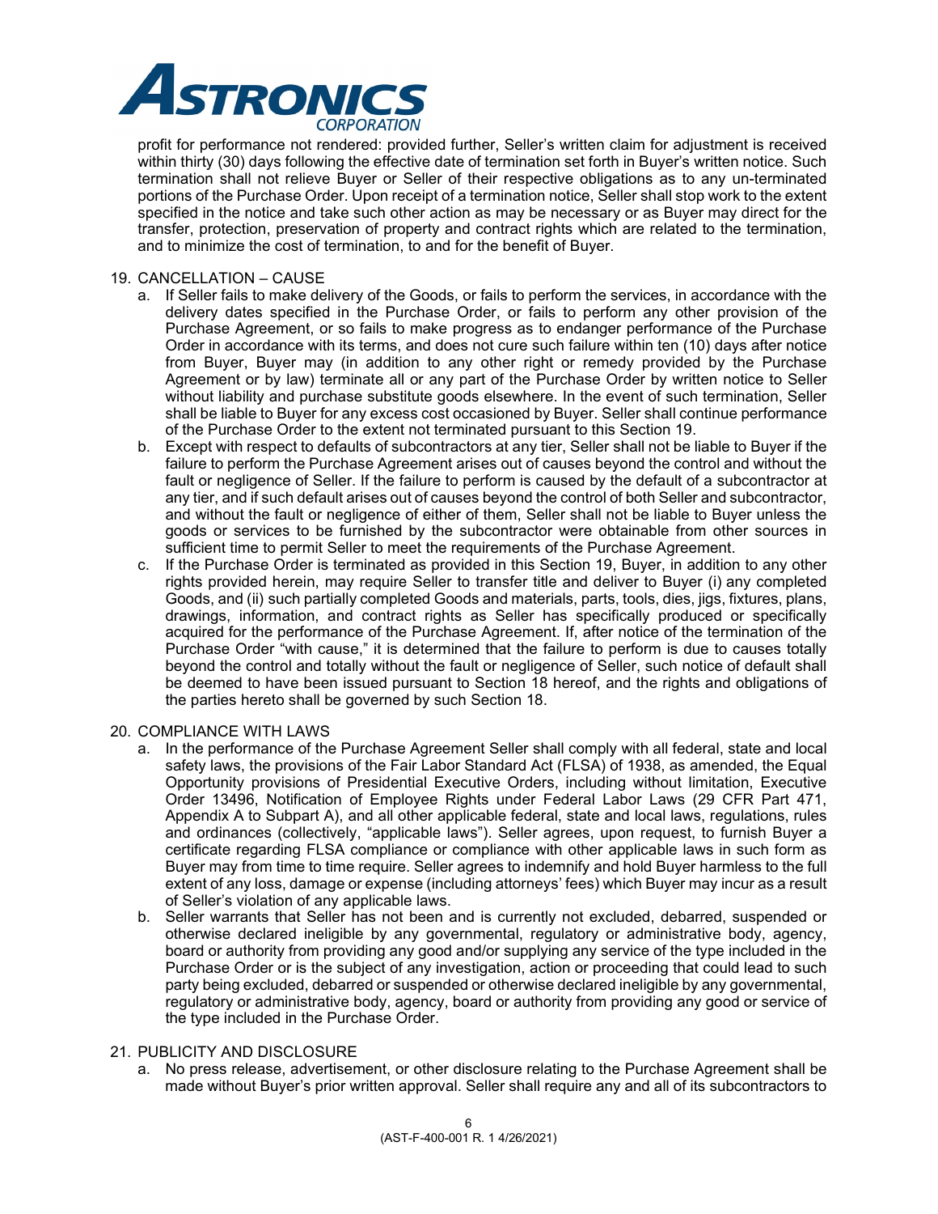profit for performance not rendered: provided further, Seller's written claim for adjustment is received within thirty (30) days following the effective date of termination set forth in Buyer's written notice. Such termination shall not relieve Buyer or Seller of their respective obligations as to any un-terminated portions of the Purchase Order. Upon receipt of a termination notice, Seller shall stop work to the extent specified in the notice and take such other action as may be necessary or as Buyer may direct for the transfer, protection, preservation of property and contract rights which are related to the termination, and to minimize the cost of termination, to and for the benefit of Buyer.

19. CANCELLATION – CAUSE
   a. If Seller fails to make delivery of the Goods, or fails to perform the services, in accordance with the delivery dates specified in the Purchase Order, or fails to perform any other provision of the Purchase Agreement, or so fails to make progress as to endanger performance of the Purchase Order in accordance with its terms, and does not cure such failure within ten (10) days after notice from Buyer, Buyer may (in addition to any other right or remedy provided by the Purchase Agreement or by law) terminate all or any part of the Purchase Order by written notice to Seller without liability and purchase substitute goods elsewhere. In the event of such termination, Seller shall be liable to Buyer for any excess cost occasioned by Buyer. Seller shall continue performance of the Purchase Order to the extent not terminated pursuant to this Section 19.
   b. Except with respect to defaults of subcontractors at any tier, Seller shall not be liable to Buyer if the failure to perform the Purchase Agreement arises out of causes beyond the control and without the fault or negligence of Seller. If the failure to perform is caused by the default of a subcontractor at any tier, and if such default arises out of causes beyond the control of both Seller and subcontractor, and without the fault or negligence of either of them, Seller shall not be liable to Buyer unless the goods or services to be furnished by the subcontractor were obtainable from other sources in sufficient time to permit Seller to meet the requirements of the Purchase Agreement.
   c. If the Purchase Order is terminated as provided in this Section 19, Buyer, in addition to any other rights provided herein, may require Seller to transfer title and deliver to Buyer (i) any completed Goods, and (ii) such partially completed Goods and materials, parts, tools, dies, jigs, fixtures, plans, drawings, information, and contract rights as Seller has specifically produced or specifically acquired for the performance of the Purchase Agreement. If, after notice of the termination of the Purchase Order "with cause," it is determined that the failure to perform is due to causes totally beyond the control and totally without the fault or negligence of Seller, such notice of default shall be deemed to have been issued pursuant to Section 18 hereof, and the rights and obligations of the parties hereto shall be governed by such Section 18.

20. COMPLIANCE WITH LAWS
   a. In the performance of the Purchase Agreement Seller shall comply with all federal, state and local safety laws, the provisions of the Fair Labor Standard Act (FLSA) of 1938, as amended, the Equal Opportunity provisions of Presidential Executive Orders, including without limitation, Executive Order 13496, Notification of Employee Rights under Federal Labor Laws (29 CFR Part 471, Appendix A to Subpart A), and all other applicable federal, state and local laws, regulations, rules and ordinances (collectively, "applicable laws"). Seller agrees, upon request, to furnish Buyer a certificate regarding FLSA compliance or compliance with other applicable laws in such form as Buyer may from time to time require. Seller agrees to indemnify and hold Buyer harmless to the full extent of any loss, damage or expense (including attorneys' fees) which Buyer may incur as a result of Seller's violation of any applicable laws.
   b. Seller warrants that Seller has not been and is currently not excluded, debarred, suspended or otherwise declared ineligible by any governmental, regulatory or administrative body, agency, board or authority from providing any good and/or supplying any service of the type included in the Purchase Order or is the subject of any investigation, action or proceeding that could lead to such party being excluded, debarred or suspended or otherwise declared ineligible by any governmental, regulatory or administrative body, agency, board or authority from providing any good or service of the type included in the Purchase Order.

21. PUBLICITY AND DISCLOSURE
   a. No press release, advertisement, or other disclosure relating to the Purchase Agreement shall be made without Buyer's prior written approval. Seller shall require any and all of its subcontractors to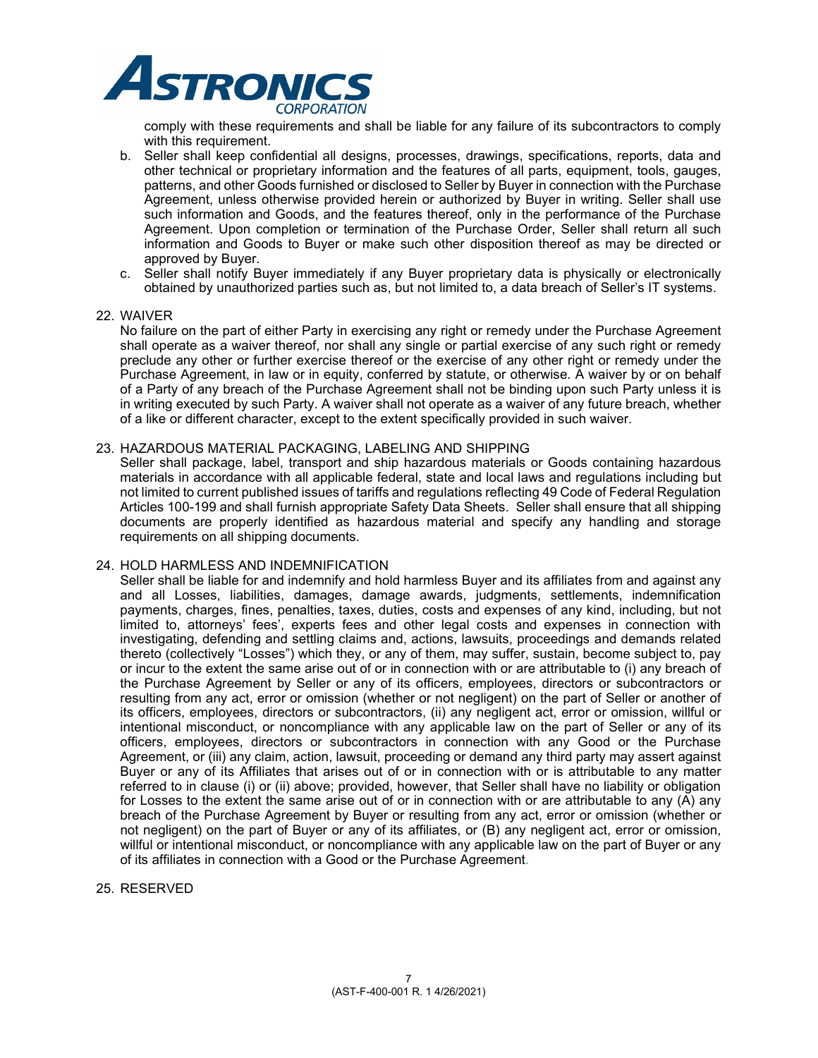comply with these requirements and shall be liable for any failure of its subcontractors to comply with this requirement.

b. Seller shall keep confidential all designs, processes, drawings, specifications, reports, data and other technical or proprietary information and the features of all parts, equipment, tools, gauges, patterns, and other Goods furnished or disclosed to Seller by Buyer in connection with the Purchase Agreement, unless otherwise provided herein or authorized by Buyer in writing. Seller shall use such information and Goods, and the features thereof, only in the performance of the Purchase Agreement. Upon completion or termination of the Purchase Order, Seller shall return all such information and Goods to Buyer or make such other disposition thereof as may be directed or approved by Buyer.

c. Seller shall notify Buyer immediately if any Buyer proprietary data is physically or electronically obtained by unauthorized parties such as, but not limited to, a data breach of Seller's IT systems.

22. WAIVER

No failure on the part of either Party in exercising any right or remedy under the Purchase Agreement shall operate as a waiver thereof, nor shall any single or partial exercise of any such right or remedy preclude any other or further exercise thereof or the exercise of any other right or remedy under the Purchase Agreement, in law or in equity, conferred by statute, or otherwise. A waiver by or on behalf of a Party of any breach of the Purchase Agreement shall not be binding upon such Party unless it is in writing executed by such Party. A waiver shall not operate as a waiver of any future breach, whether of a like or different character, except to the extent specifically provided in such waiver.

23. HAZARDOUS MATERIAL PACKAGING, LABELING AND SHIPPING

Seller shall package, label, transport and ship hazardous materials or Goods containing hazardous materials in accordance with all applicable federal, state and local laws and regulations including but not limited to current published issues of tariffs and regulations reflecting 49 Code of Federal Regulation Articles 100-199 and shall furnish appropriate Safety Data Sheets. Seller shall ensure that all shipping documents are properly identified as hazardous material and specify any handling and storage requirements on all shipping documents.

24. HOLD HARMLESS AND INDEMNIFICATION

Seller shall be liable for and indemnify and hold harmless Buyer and its affiliates from and against any and all Losses, liabilities, damages, damage awards, judgments, settlements, indemnification payments, charges, fines, penalties, taxes, duties, costs and expenses of any kind, including, but not limited to, attorneys' fees', experts fees and other legal costs and expenses in connection with investigating, defending and settling claims and, actions, lawsuits, proceedings and demands related thereto (collectively "Losses") which they, or any of them, may suffer, sustain, become subject to, pay or incur to the extent the same arise out of or in connection with or are attributable to (i) any breach of the Purchase Agreement by Seller or any of its officers, employees, directors or subcontractors or resulting from any act, error or omission (whether or not negligent) on the part of Seller or another of its officers, employees, directors or subcontractors, (ii) any negligent act, error or omission, willful or intentional misconduct, or noncompliance with any applicable law on the part of Seller or any of its officers, employees, directors or subcontractors in connection with any Good or the Purchase Agreement, or (iii) any claim, action, lawsuit, proceeding or demand any third party may assert against Buyer or any of its Affiliates that arises out of or in connection with or is attributable to any matter referred to in clause (i) or (ii) above; provided, however, that Seller shall have no liability or obligation for Losses to the extent the same arise out of or in connection with or are attributable to any (A) any breach of the Purchase Agreement by Buyer or resulting from any act, error or omission (whether or not negligent) on the part of Buyer or any of its affiliates, or (B) any negligent act, error or omission, willful or intentional misconduct, or noncompliance with any applicable law on the part of Buyer or any of its affiliates in connection with a Good or the Purchase Agreement.

25. RESERVED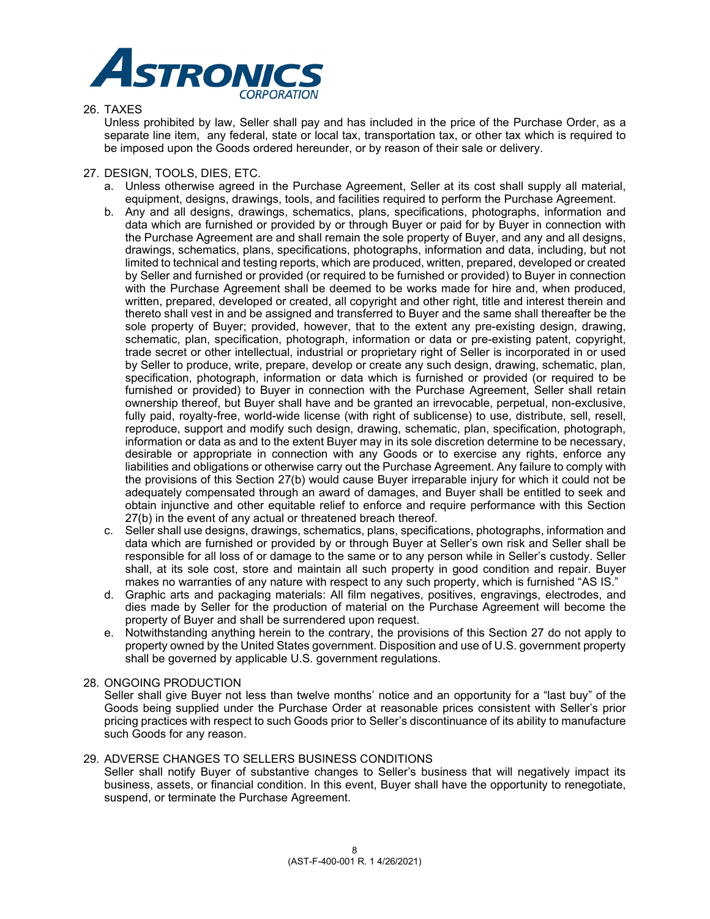26. TAXES

Unless prohibited by law, Seller shall pay and has included in the price of the Purchase Order, as a separate line item, any federal, state or local tax, transportation tax, or other tax which is required to be imposed upon the Goods ordered hereunder, or by reason of their sale or delivery.

27. DESIGN, TOOLS, DIES, ETC.

   a. Unless otherwise agreed in the Purchase Agreement, Seller at its cost shall supply all material, equipment, designs, drawings, tools, and facilities required to perform the Purchase Agreement.
   b. Any and all designs, drawings, schematics, plans, specifications, photographs, information and data which are furnished or provided by or through Buyer or paid for by Buyer in connection with the Purchase Agreement are and shall remain the sole property of Buyer, and any and all designs, drawings, schematics, plans, specifications, photographs, information and data, including, but not limited to technical and testing reports, which are produced, written, prepared, developed or created by Seller and furnished or provided (or required to be furnished or provided) to Buyer in connection with the Purchase Agreement shall be deemed to be works made for hire and, when produced, written, prepared, developed or created, all copyright and other right, title and interest therein and thereto shall vest in and be assigned and transferred to Buyer and the same shall thereafter be the sole property of Buyer; provided, however, that to the extent any pre-existing design, drawing, schematic, plan, specification, photograph, information or data or pre-existing patent, copyright, trade secret or other intellectual, industrial or proprietary right of Seller is incorporated in or used by Seller to produce, write, prepare, develop or create any such design, drawing, schematic, plan, specification, photograph, information or data which is furnished or provided (or required to be furnished or provided) to Buyer in connection with the Purchase Agreement, Seller shall retain ownership thereof, but Buyer shall have and be granted an irrevocable, perpetual, non-exclusive, fully paid, royalty-free, world-wide license (with right of sublicense) to use, distribute, sell, resell, reproduce, support and modify such design, drawing, schematic, plan, specification, photograph, information or data as and to the extent Buyer may in its sole discretion determine to be necessary, desirable or appropriate in connection with any Goods or to exercise any rights, enforce any liabilities and obligations or otherwise carry out the Purchase Agreement. Any failure to comply with the provisions of this Section 27(b) would cause Buyer irreparable injury for which it could not be adequately compensated through an award of damages, and Buyer shall be entitled to seek and obtain injunctive and other equitable relief to enforce and require performance with this Section 27(b) in the event of any actual or threatened breach thereof.
   c. Seller shall use designs, drawings, schematics, plans, specifications, photographs, information and data which are furnished or provided by or through Buyer at Seller's own risk and Seller shall be responsible for all loss of or damage to the same or to any person while in Seller's custody. Seller shall, at its sole cost, store and maintain all such property in good condition and repair. Buyer makes no warranties of any nature with respect to any such property, which is furnished "AS IS."
   d. Graphic arts and packaging materials: All film negatives, positives, engravings, electrodes, and dies made by Seller for the production of material on the Purchase Agreement will become the property of Buyer and shall be surrendered upon request.
   e. Notwithstanding anything herein to the contrary, the provisions of this Section 27 do not apply to property owned by the United States government. Disposition and use of U.S. government property shall be governed by applicable U.S. government regulations.

28. ONGOING PRODUCTION

Seller shall give Buyer not less than twelve months' notice and an opportunity for a "last buy" of the Goods being supplied under the Purchase Order at reasonable prices consistent with Seller's prior pricing practices with respect to such Goods prior to Seller's discontinuance of its ability to manufacture such Goods for any reason.

29. ADVERSE CHANGES TO SELLERS BUSINESS CONDITIONS

Seller shall notify Buyer of substantive changes to Seller's business that will negatively impact its business, assets, or financial condition. In this event, Buyer shall have the opportunity to renegotiate, suspend, or terminate the Purchase Agreement.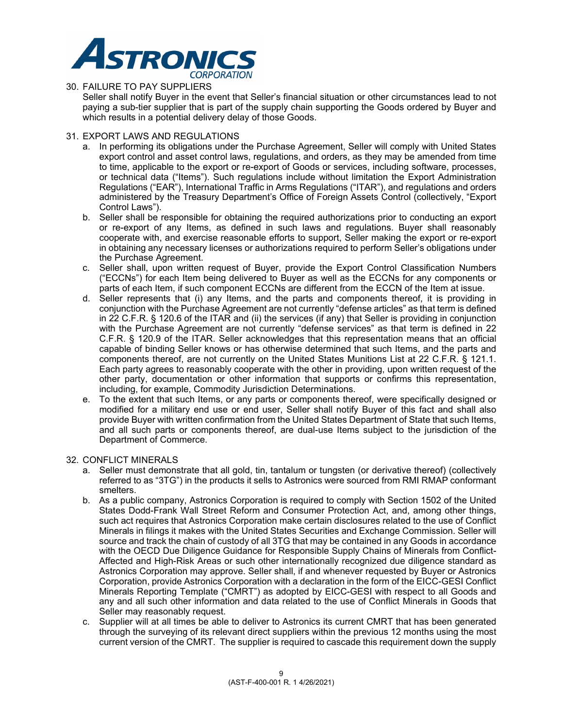30. FAILURE TO PAY SUPPLIERS

Seller shall notify Buyer in the event that Seller's financial situation or other circumstances lead to not paying a sub-tier supplier that is part of the supply chain supporting the Goods ordered by Buyer and which results in a potential delivery delay of those Goods.

31. EXPORT LAWS AND REGULATIONS

a. In performing its obligations under the Purchase Agreement, Seller will comply with United States export control and asset control laws, regulations, and orders, as they may be amended from time to time, applicable to the export or re-export of Goods or services, including software, processes, or technical data ("Items"). Such regulations include without limitation the Export Administration Regulations ("EAR"), International Traffic in Arms Regulations ("ITAR"), and regulations and orders administered by the Treasury Department's Office of Foreign Assets Control (collectively, "Export Control Laws").

b. Seller shall be responsible for obtaining the required authorizations prior to conducting an export or re-export of any Items, as defined in such laws and regulations. Buyer shall reasonably cooperate with, and exercise reasonable efforts to support, Seller making the export or re-export in obtaining any necessary licenses or authorizations required to perform Seller's obligations under the Purchase Agreement.

c. Seller shall, upon written request of Buyer, provide the Export Control Classification Numbers ("ECCNs") for each Item being delivered to Buyer as well as the ECCNs for any components or parts of each Item, if such component ECCNs are different from the ECCN of the Item at issue.

d. Seller represents that (i) any Items, and the parts and components thereof, it is providing in conjunction with the Purchase Agreement are not currently "defense articles" as that term is defined in 22 C.F.R. § 120.6 of the ITAR and (ii) the services (if any) that Seller is providing in conjunction with the Purchase Agreement are not currently "defense services" as that term is defined in 22 C.F.R. § 120.9 of the ITAR. Seller acknowledges that this representation means that an official capable of binding Seller knows or has otherwise determined that such Items, and the parts and components thereof, are not currently on the United States Munitions List at 22 C.F.R. § 121.1. Each party agrees to reasonably cooperate with the other in providing, upon written request of the other party, documentation or other information that supports or confirms this representation, including, for example, Commodity Jurisdiction Determinations.

e. To the extent that such Items, or any parts or components thereof, were specifically designed or modified for a military end use or end user, Seller shall notify Buyer of this fact and shall also provide Buyer with written confirmation from the United States Department of State that such Items, and all such parts or components thereof, are dual-use Items subject to the jurisdiction of the Department of Commerce.

32. CONFLICT MINERALS

a. Seller must demonstrate that all gold, tin, tantalum or tungsten (or derivative thereof) (collectively referred to as "3TG") in the products it sells to Astronics were sourced from RMI RMAP conformant smelters.

b. As a public company, Astronics Corporation is required to comply with Section 1502 of the United States Dodd-Frank Wall Street Reform and Consumer Protection Act, and, among other things, such act requires that Astronics Corporation make certain disclosures related to the use of Conflict Minerals in filings it makes with the United States Securities and Exchange Commission. Seller will source and track the chain of custody of all 3TG that may be contained in any Goods in accordance with the OECD Due Diligence Guidance for Responsible Supply Chains of Minerals from Conflict-Affected and High-Risk Areas or such other internationally recognized due diligence standard as Astronics Corporation may approve. Seller shall, if and whenever requested by Buyer or Astronics Corporation, provide Astronics Corporation with a declaration in the form of the EICC-GESI Conflict Minerals Reporting Template ("CMRT") as adopted by EICC-GESI with respect to all Goods and any and all such other information and data related to the use of Conflict Minerals in Goods that Seller may reasonably request.

c. Supplier will at all times be able to deliver to Astronics its current CMRT that has been generated through the surveying of its relevant direct suppliers within the previous 12 months using the most current version of the CMRT. The supplier is required to cascade this requirement down the supply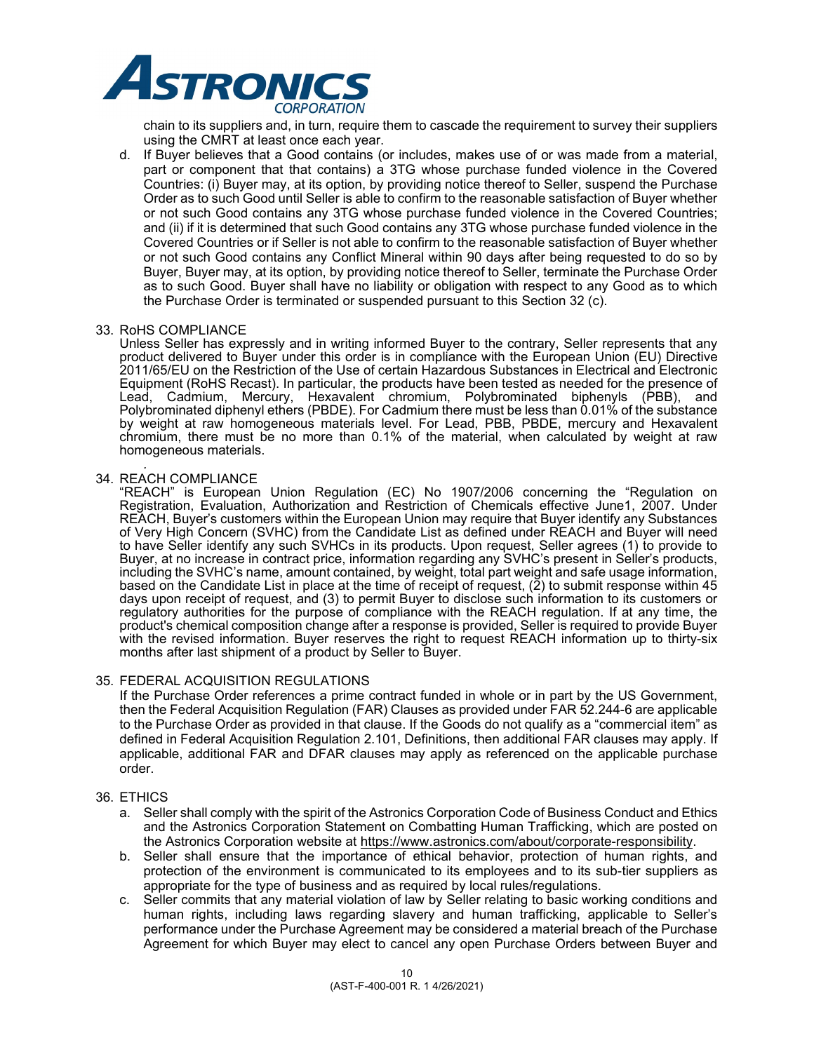chain to its suppliers and, in turn, require them to cascade the requirement to survey their suppliers using the CMRT at least once each year.

d. If Buyer believes that a Good contains (or includes, makes use of or was made from a material, part or component that that contains) a 3TG whose purchase funded violence in the Covered Countries: (i) Buyer may, at its option, by providing notice thereof to Seller, suspend the Purchase Order as to such Good until Seller is able to confirm to the reasonable satisfaction of Buyer whether or not such Good contains any 3TG whose purchase funded violence in the Covered Countries; and (ii) if it is determined that such Good contains any 3TG whose purchase funded violence in the Covered Countries or if Seller is not able to confirm to the reasonable satisfaction of Buyer whether or not such Good contains any Conflict Mineral within 90 days after being requested to do so by Buyer, Buyer may, at its option, by providing notice thereof to Seller, terminate the Purchase Order as to such Good. Buyer shall have no liability or obligation with respect to any Good as to which the Purchase Order is terminated or suspended pursuant to this Section 32 (c).

33. RoHS COMPLIANCE

Unless Seller has expressly and in writing informed Buyer to the contrary, Seller represents that any product delivered to Buyer under this order is in compliance with the European Union (EU) Directive 2011/65/EU on the Restriction of the Use of certain Hazardous Substances in Electrical and Electronic Equipment (RoHS Recast). In particular, the products have been tested as needed for the presence of Lead, Cadmium, Mercury, Hexavalent chromium, Polybrominated biphenyls (PBB), and Polybrominated diphenyl ethers (PBDE). For Cadmium there must be less than 0.01% of the substance by weight at raw homogeneous materials level. For Lead, PBB, PBDE, mercury and Hexavalent chromium, there must be no more than 0.1% of the material, when calculated by weight at raw homogeneous materials.

34. REACH COMPLIANCE

"REACH" is European Union Regulation (EC) No 1907/2006 concerning the "Regulation on Registration, Evaluation, Authorization and Restriction of Chemicals effective June1, 2007. Under REACH, Buyer's customers within the European Union may require that Buyer identify any Substances of Very High Concern (SVHC) from the Candidate List as defined under REACH and Buyer will need to have Seller identify any such SVHCs in its products. Upon request, Seller agrees (1) to provide to Buyer, at no increase in contract price, information regarding any SVHC's present in Seller's products, including the SVHC's name, amount contained, by weight, total part weight and safe usage information, based on the Candidate List in place at the time of receipt of request, (2) to submit response within 45 days upon receipt of request, and (3) to permit Buyer to disclose such information to its customers or regulatory authorities for the purpose of compliance with the REACH regulation. If at any time, the product's chemical composition change after a response is provided, Seller is required to provide Buyer with the revised information. Buyer reserves the right to request REACH information up to thirty-six months after last shipment of a product by Seller to Buyer.

35. FEDERAL ACQUISITION REGULATIONS

If the Purchase Order references a prime contract funded in whole or in part by the US Government, then the Federal Acquisition Regulation (FAR) Clauses as provided under FAR 52.244-6 are applicable to the Purchase Order as provided in that clause. If the Goods do not qualify as a "commercial item" as defined in Federal Acquisition Regulation 2.101, Definitions, then additional FAR clauses may apply. If applicable, additional FAR and DFAR clauses may apply as referenced on the applicable purchase order.

36. ETHICS

a. Seller shall comply with the spirit of the Astronics Corporation Code of Business Conduct and Ethics and the Astronics Corporation Statement on Combatting Human Trafficking, which are posted on the Astronics Corporation website at https://www.astronics.com/about/corporate-responsibility.

b. Seller shall ensure that the importance of ethical behavior, protection of human rights, and protection of the environment is communicated to its employees and to its sub-tier suppliers as appropriate for the type of business and as required by local rules/regulations.

c. Seller commits that any material violation of law by Seller relating to basic working conditions and human rights, including laws regarding slavery and human trafficking, applicable to Seller's performance under the Purchase Agreement may be considered a material breach of the Purchase Agreement for which Buyer may elect to cancel any open Purchase Orders between Buyer and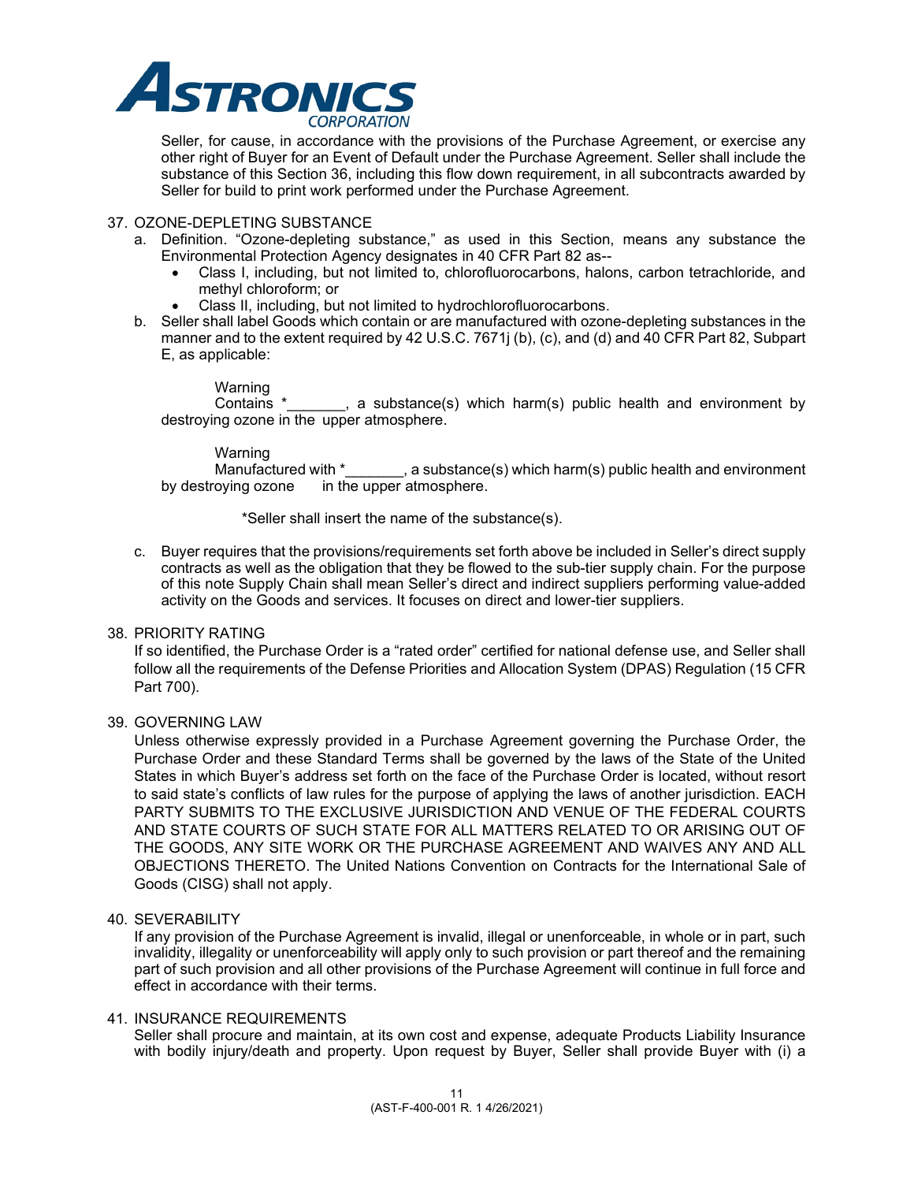Seller, for cause, in accordance with the provisions of the Purchase Agreement, or exercise any other right of Buyer for an Event of Default under the Purchase Agreement. Seller shall include the substance of this Section 36, including this flow down requirement, in all subcontracts awarded by Seller for build to print work performed under the Purchase Agreement.

37. OZONE-DEPLETING SUBSTANCE
    a. Definition. "Ozone-depleting substance," as used in this Section, means any substance the Environmental Protection Agency designates in 40 CFR Part 82 as--
        - Class I, including, but not limited to, chlorofluorocarbons, halons, carbon tetrachloride, and methyl chloroform; or
        - Class II, including, but not limited to hydrochlorofluorocarbons.
    b. Seller shall label Goods which contain or are manufactured with ozone-depleting substances in the manner and to the extent required by 42 U.S.C. 7671j (b), (c), and (d) and 40 CFR Part 82, Subpart E, as applicable:

        Warning
        Contains *_______, a substance(s) which harm(s) public health and environment by destroying ozone in the upper atmosphere.

        Warning
        Manufactured with *_______, a substance(s) which harm(s) public health and environment by destroying ozone in the upper atmosphere.

        *Seller shall insert the name of the substance(s).

    c. Buyer requires that the provisions/requirements set forth above be included in Seller's direct supply contracts as well as the obligation that they be flowed to the sub-tier supply chain. For the purpose of this note Supply Chain shall mean Seller's direct and indirect suppliers performing value-added activity on the Goods and services. It focuses on direct and lower-tier suppliers.

38. PRIORITY RATING
    If so identified, the Purchase Order is a "rated order" certified for national defense use, and Seller shall follow all the requirements of the Defense Priorities and Allocation System (DPAS) Regulation (15 CFR Part 700).

39. GOVERNING LAW
    Unless otherwise expressly provided in a Purchase Agreement governing the Purchase Order, the Purchase Order and these Standard Terms shall be governed by the laws of the State of the United States in which Buyer's address set forth on the face of the Purchase Order is located, without resort to said state's conflicts of law rules for the purpose of applying the laws of another jurisdiction. EACH PARTY SUBMITS TO THE EXCLUSIVE JURISDICTION AND VENUE OF THE FEDERAL COURTS AND STATE COURTS OF SUCH STATE FOR ALL MATTERS RELATED TO OR ARISING OUT OF THE GOODS, ANY SITE WORK OR THE PURCHASE AGREEMENT AND WAIVES ANY AND ALL OBJECTIONS THERETO. The United Nations Convention on Contracts for the International Sale of Goods (CISG) shall not apply.

40. SEVERABILITY
    If any provision of the Purchase Agreement is invalid, illegal or unenforceable, in whole or in part, such invalidity, illegality or unenforceability will apply only to such provision or part thereof and the remaining part of such provision and all other provisions of the Purchase Agreement will continue in full force and effect in accordance with their terms.

41. INSURANCE REQUIREMENTS
    Seller shall procure and maintain, at its own cost and expense, adequate Products Liability Insurance with bodily injury/death and property. Upon request by Buyer, Seller shall provide Buyer with (i) a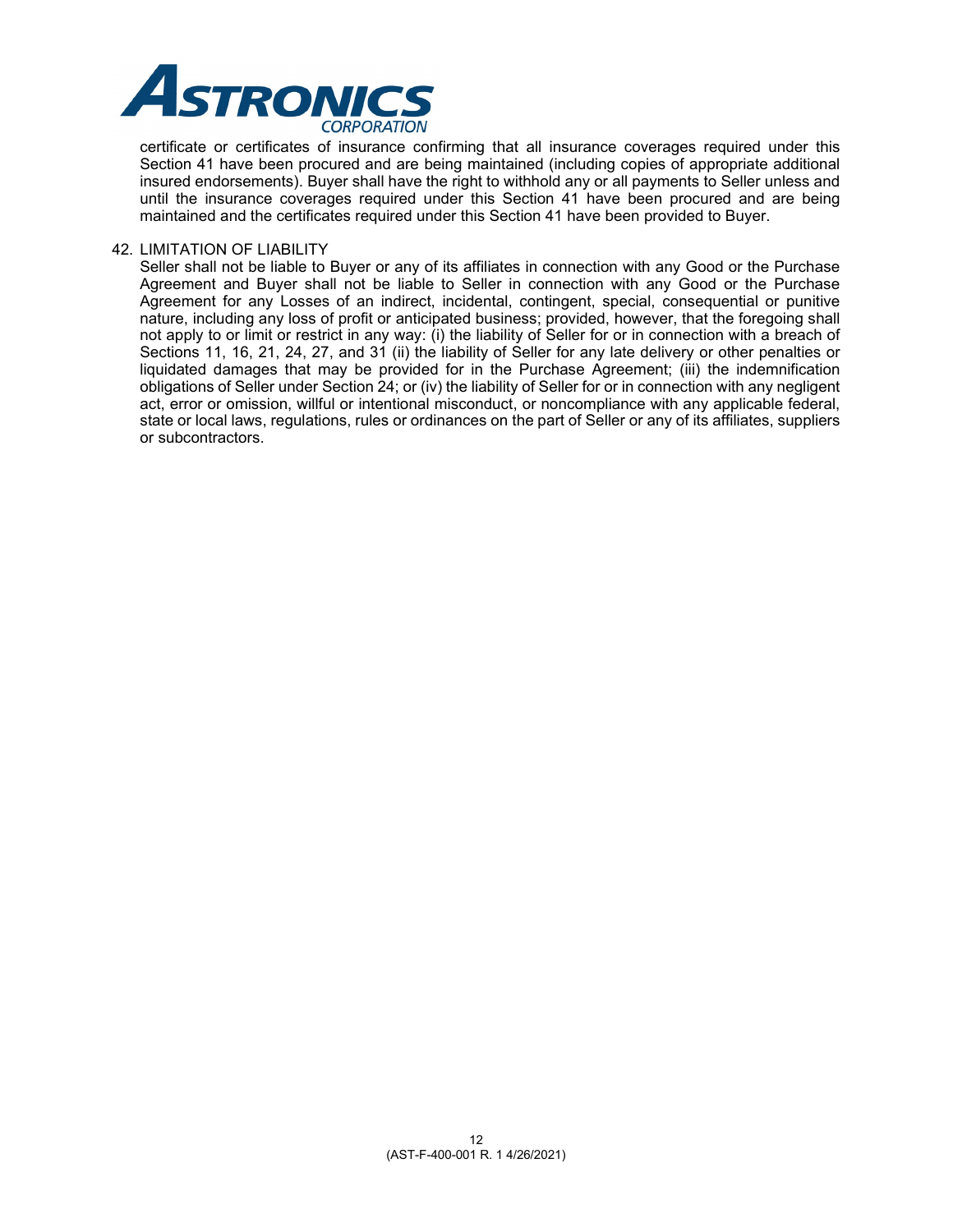certificate or certificates of insurance confirming that all insurance coverages required under this Section 41 have been procured and are being maintained (including copies of appropriate additional insured endorsements). Buyer shall have the right to withhold any or all payments to Seller unless and until the insurance coverages required under this Section 41 have been procured and are being maintained and the certificates required under this Section 41 have been provided to Buyer.

42. LIMITATION OF LIABILITY

Seller shall not be liable to Buyer or any of its affiliates in connection with any Good or the Purchase Agreement and Buyer shall not be liable to Seller in connection with any Good or the Purchase Agreement for any Losses of an indirect, incidental, contingent, special, consequential or punitive nature, including any loss of profit or anticipated business; provided, however, that the foregoing shall not apply to or limit or restrict in any way: (i) the liability of Seller for or in connection with a breach of Sections 11, 16, 21, 24, 27, and 31 (ii) the liability of Seller for any late delivery or other penalties or liquidated damages that may be provided for in the Purchase Agreement; (iii) the indemnification obligations of Seller under Section 24; or (iv) the liability of Seller for or in connection with any negligent act, error or omission, willful or intentional misconduct, or noncompliance with any applicable federal, state or local laws, regulations, rules or ordinances on the part of Seller or any of its affiliates, suppliers or subcontractors.

(AST-F-400-001 R. 1 4/26/2021)